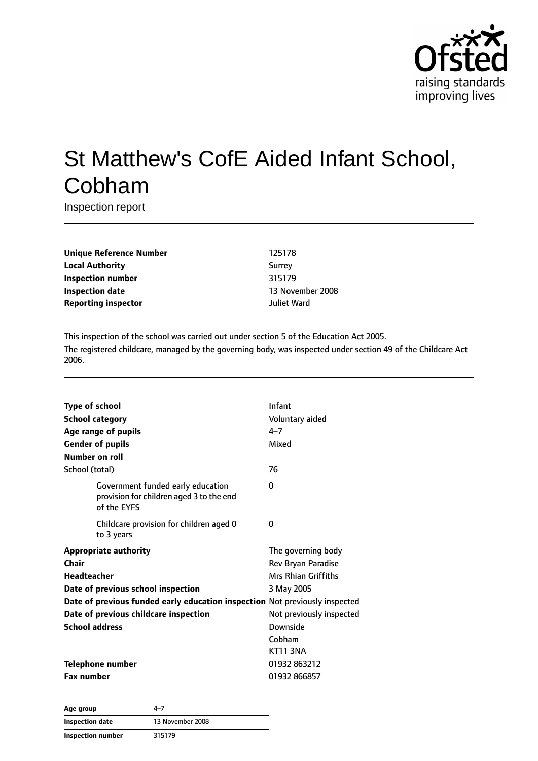# St Matthew's CofE Aided Infant School, Cobham

Inspection report

| | |
|---|---|
| **Unique Reference Number** | 125178 |
| **Local Authority** | Surrey |
| **Inspection number** | 315179 |
| **Inspection date** | 13 November 2008 |
| **Reporting inspector** | Juliet Ward |

This inspection of the school was carried out under section 5 of the Education Act 2005.

The registered childcare, managed by the governing body, was inspected under section 49 of the Childcare Act 2006.

| | |
|---|---|
| **Type of school** | Infant |
| **School category** | Voluntary aided |
| **Age range of pupils** | 4–7 |
| **Gender of pupils** | Mixed |
| **Number on roll** | |
| School (total) | 76 |
| Government funded early education provision for children aged 3 to the end of the EYFS | 0 |
| Childcare provision for children aged 0 to 3 years | 0 |
| **Appropriate authority** | The governing body |
| **Chair** | Rev Bryan Paradise |
| **Headteacher** | Mrs Rhian Griffiths |
| **Date of previous school inspection** | 3 May 2005 |
| **Date of previous funded early education inspection** | Not previously inspected |
| **Date of previous childcare inspection** | Not previously inspected |
| **School address** | Downside<br>Cobham<br>KT11 3NA |
| **Telephone number** | 01932 863212 |
| **Fax number** | 01932 866857 |

| **Age group** | 4–7 |
|---|---|
| **Inspection date** | 13 November 2008 |
| **Inspection number** | 315179 |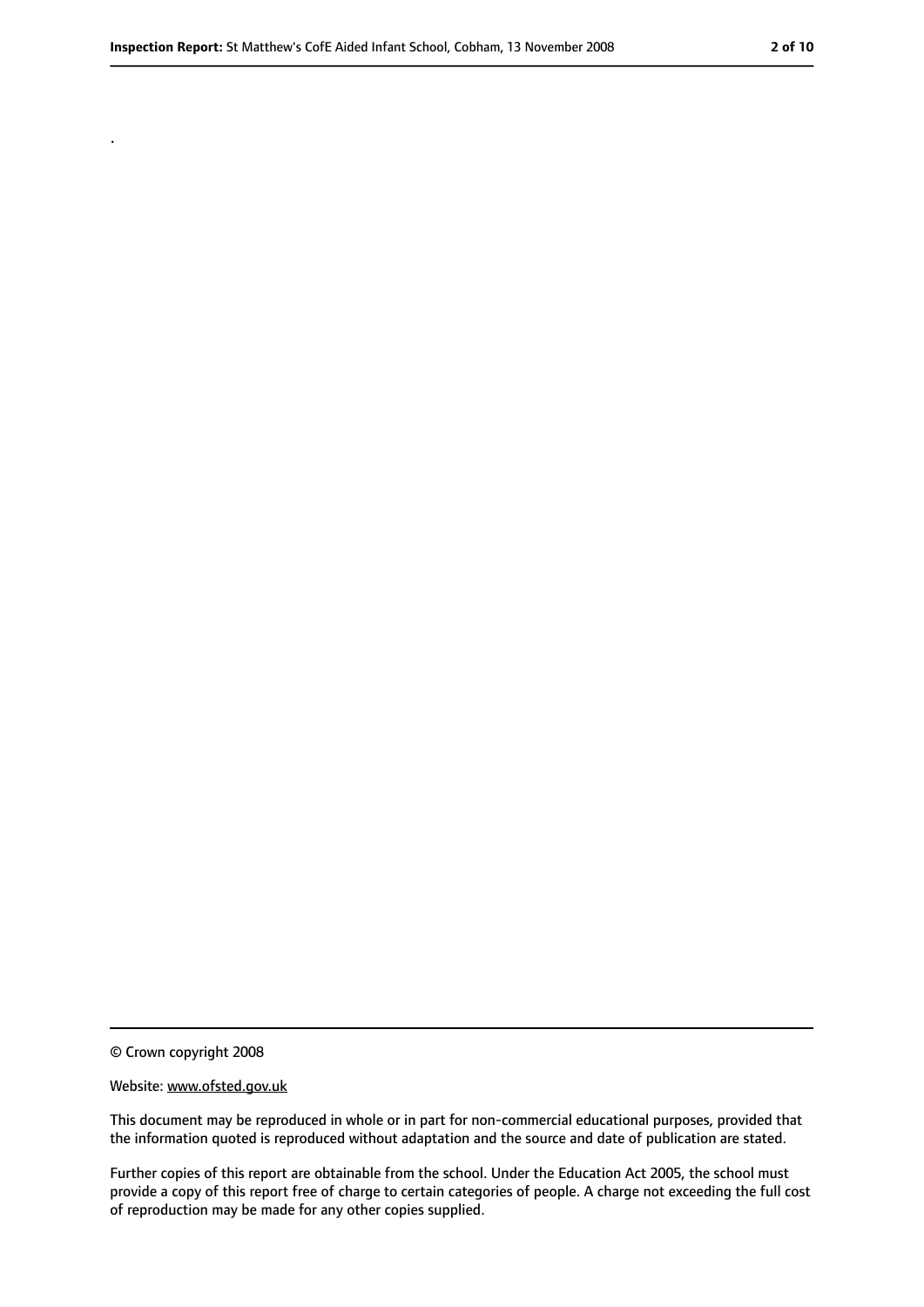.

© Crown copyright 2008

Website: www.ofsted.gov.uk

This document may be reproduced in whole or in part for non-commercial educational purposes, provided that the information quoted is reproduced without adaptation and the source and date of publication are stated.

Further copies of this report are obtainable from the school. Under the Education Act 2005, the school must provide a copy of this report free of charge to certain categories of people. A charge not exceeding the full cost of reproduction may be made for any other copies supplied.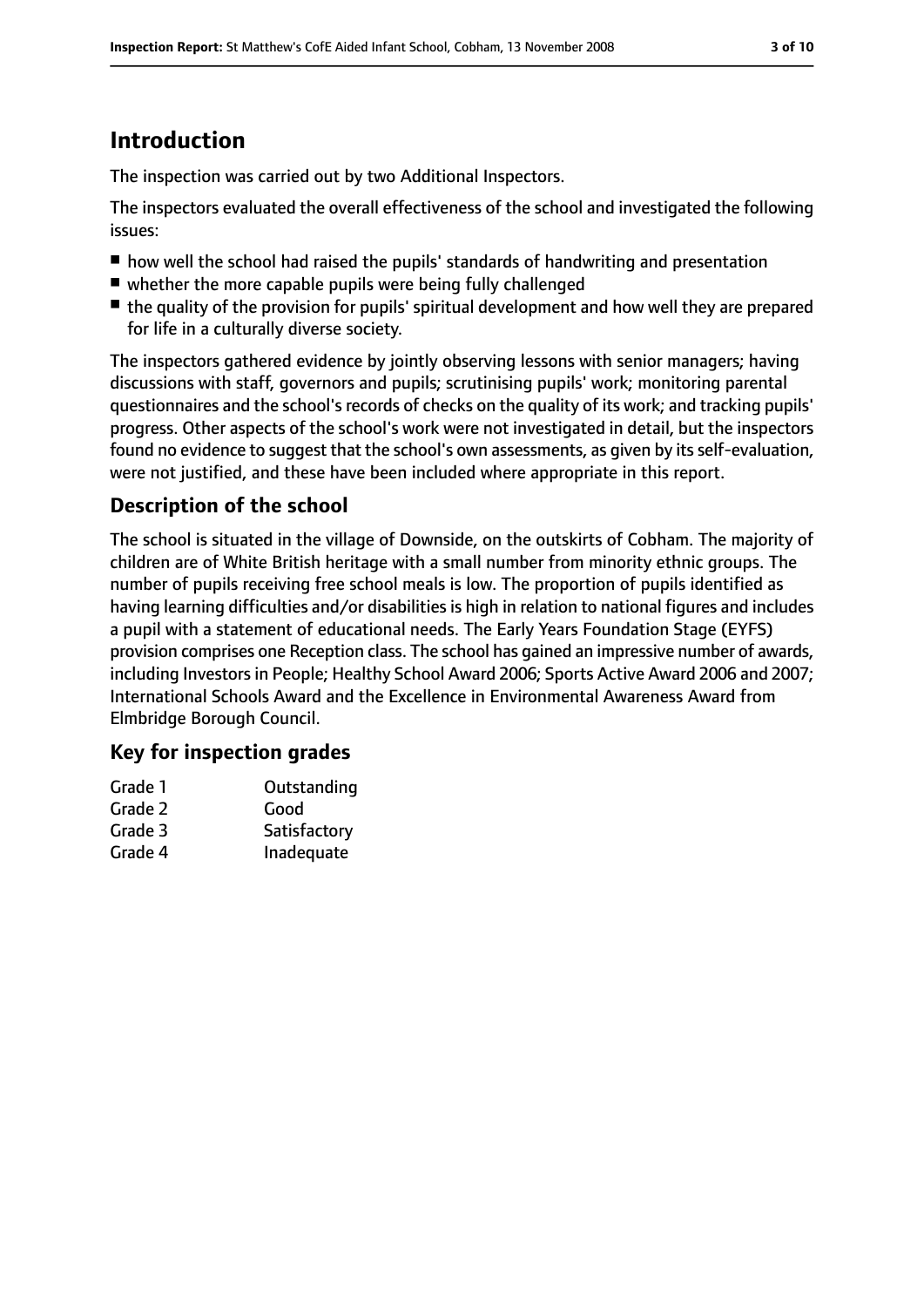# Introduction

The inspection was carried out by two Additional Inspectors.

The inspectors evaluated the overall effectiveness of the school and investigated the following issues:

- how well the school had raised the pupils' standards of handwriting and presentation
- whether the more capable pupils were being fully challenged
- the quality of the provision for pupils' spiritual development and how well they are prepared for life in a culturally diverse society.

The inspectors gathered evidence by jointly observing lessons with senior managers; having discussions with staff, governors and pupils; scrutinising pupils' work; monitoring parental questionnaires and the school's records of checks on the quality of its work; and tracking pupils' progress. Other aspects of the school's work were not investigated in detail, but the inspectors found no evidence to suggest that the school's own assessments, as given by its self-evaluation, were not justified, and these have been included where appropriate in this report.

## Description of the school

The school is situated in the village of Downside, on the outskirts of Cobham. The majority of children are of White British heritage with a small number from minority ethnic groups. The number of pupils receiving free school meals is low. The proportion of pupils identified as having learning difficulties and/or disabilities is high in relation to national figures and includes a pupil with a statement of educational needs. The Early Years Foundation Stage (EYFS) provision comprises one Reception class. The school has gained an impressive number of awards, including Investors in People; Healthy School Award 2006; Sports Active Award 2006 and 2007; International Schools Award and the Excellence in Environmental Awareness Award from Elmbridge Borough Council.

## Key for inspection grades

| | |
|---|---|
| Grade 1 | Outstanding |
| Grade 2 | Good |
| Grade 3 | Satisfactory |
| Grade 4 | Inadequate |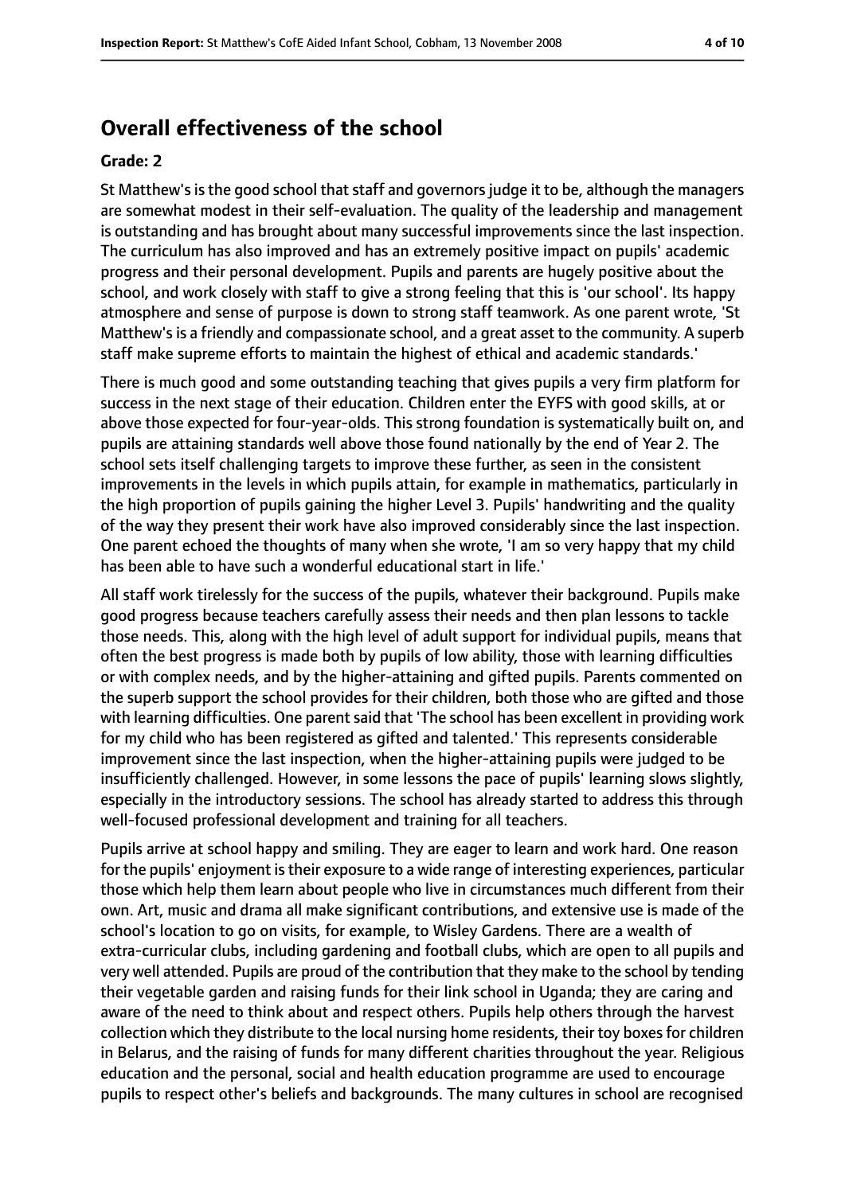## Overall effectiveness of the school

**Grade: 2**

St Matthew's is the good school that staff and governors judge it to be, although the managers are somewhat modest in their self-evaluation. The quality of the leadership and management is outstanding and has brought about many successful improvements since the last inspection. The curriculum has also improved and has an extremely positive impact on pupils' academic progress and their personal development. Pupils and parents are hugely positive about the school, and work closely with staff to give a strong feeling that this is 'our school'. Its happy atmosphere and sense of purpose is down to strong staff teamwork. As one parent wrote, 'St Matthew's is a friendly and compassionate school, and a great asset to the community. A superb staff make supreme efforts to maintain the highest of ethical and academic standards.'

There is much good and some outstanding teaching that gives pupils a very firm platform for success in the next stage of their education. Children enter the EYFS with good skills, at or above those expected for four-year-olds. This strong foundation is systematically built on, and pupils are attaining standards well above those found nationally by the end of Year 2. The school sets itself challenging targets to improve these further, as seen in the consistent improvements in the levels in which pupils attain, for example in mathematics, particularly in the high proportion of pupils gaining the higher Level 3. Pupils' handwriting and the quality of the way they present their work have also improved considerably since the last inspection. One parent echoed the thoughts of many when she wrote, 'I am so very happy that my child has been able to have such a wonderful educational start in life.'

All staff work tirelessly for the success of the pupils, whatever their background. Pupils make good progress because teachers carefully assess their needs and then plan lessons to tackle those needs. This, along with the high level of adult support for individual pupils, means that often the best progress is made both by pupils of low ability, those with learning difficulties or with complex needs, and by the higher-attaining and gifted pupils. Parents commented on the superb support the school provides for their children, both those who are gifted and those with learning difficulties. One parent said that 'The school has been excellent in providing work for my child who has been registered as gifted and talented.' This represents considerable improvement since the last inspection, when the higher-attaining pupils were judged to be insufficiently challenged. However, in some lessons the pace of pupils' learning slows slightly, especially in the introductory sessions. The school has already started to address this through well-focused professional development and training for all teachers.

Pupils arrive at school happy and smiling. They are eager to learn and work hard. One reason for the pupils' enjoyment is their exposure to a wide range of interesting experiences, particular those which help them learn about people who live in circumstances much different from their own. Art, music and drama all make significant contributions, and extensive use is made of the school's location to go on visits, for example, to Wisley Gardens. There are a wealth of extra-curricular clubs, including gardening and football clubs, which are open to all pupils and very well attended. Pupils are proud of the contribution that they make to the school by tending their vegetable garden and raising funds for their link school in Uganda; they are caring and aware of the need to think about and respect others. Pupils help others through the harvest collection which they distribute to the local nursing home residents, their toy boxes for children in Belarus, and the raising of funds for many different charities throughout the year. Religious education and the personal, social and health education programme are used to encourage pupils to respect other's beliefs and backgrounds. The many cultures in school are recognised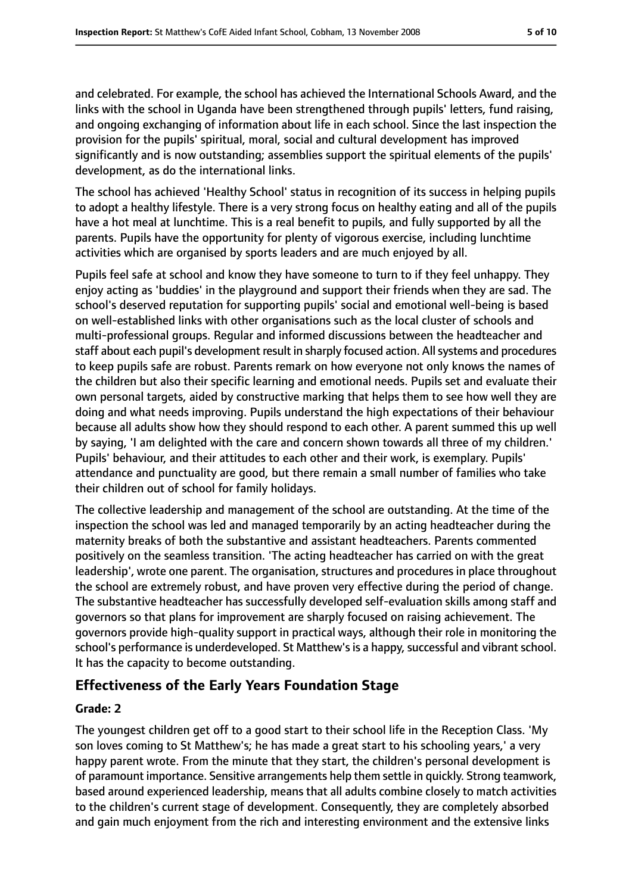and celebrated. For example, the school has achieved the International Schools Award, and the links with the school in Uganda have been strengthened through pupils' letters, fund raising, and ongoing exchanging of information about life in each school. Since the last inspection the provision for the pupils' spiritual, moral, social and cultural development has improved significantly and is now outstanding; assemblies support the spiritual elements of the pupils' development, as do the international links.

The school has achieved 'Healthy School' status in recognition of its success in helping pupils to adopt a healthy lifestyle. There is a very strong focus on healthy eating and all of the pupils have a hot meal at lunchtime. This is a real benefit to pupils, and fully supported by all the parents. Pupils have the opportunity for plenty of vigorous exercise, including lunchtime activities which are organised by sports leaders and are much enjoyed by all.

Pupils feel safe at school and know they have someone to turn to if they feel unhappy. They enjoy acting as 'buddies' in the playground and support their friends when they are sad. The school's deserved reputation for supporting pupils' social and emotional well-being is based on well-established links with other organisations such as the local cluster of schools and multi-professional groups. Regular and informed discussions between the headteacher and staff about each pupil's development result in sharply focused action. All systems and procedures to keep pupils safe are robust. Parents remark on how everyone not only knows the names of the children but also their specific learning and emotional needs. Pupils set and evaluate their own personal targets, aided by constructive marking that helps them to see how well they are doing and what needs improving. Pupils understand the high expectations of their behaviour because all adults show how they should respond to each other. A parent summed this up well by saying, 'I am delighted with the care and concern shown towards all three of my children.' Pupils' behaviour, and their attitudes to each other and their work, is exemplary. Pupils' attendance and punctuality are good, but there remain a small number of families who take their children out of school for family holidays.

The collective leadership and management of the school are outstanding. At the time of the inspection the school was led and managed temporarily by an acting headteacher during the maternity breaks of both the substantive and assistant headteachers. Parents commented positively on the seamless transition. 'The acting headteacher has carried on with the great leadership', wrote one parent. The organisation, structures and procedures in place throughout the school are extremely robust, and have proven very effective during the period of change. The substantive headteacher has successfully developed self-evaluation skills among staff and governors so that plans for improvement are sharply focused on raising achievement. The governors provide high-quality support in practical ways, although their role in monitoring the school's performance is underdeveloped. St Matthew's is a happy, successful and vibrant school. It has the capacity to become outstanding.

## Effectiveness of the Early Years Foundation Stage

### Grade: 2

The youngest children get off to a good start to their school life in the Reception Class. 'My son loves coming to St Matthew's; he has made a great start to his schooling years,' a very happy parent wrote. From the minute that they start, the children's personal development is of paramount importance. Sensitive arrangements help them settle in quickly. Strong teamwork, based around experienced leadership, means that all adults combine closely to match activities to the children's current stage of development. Consequently, they are completely absorbed and gain much enjoyment from the rich and interesting environment and the extensive links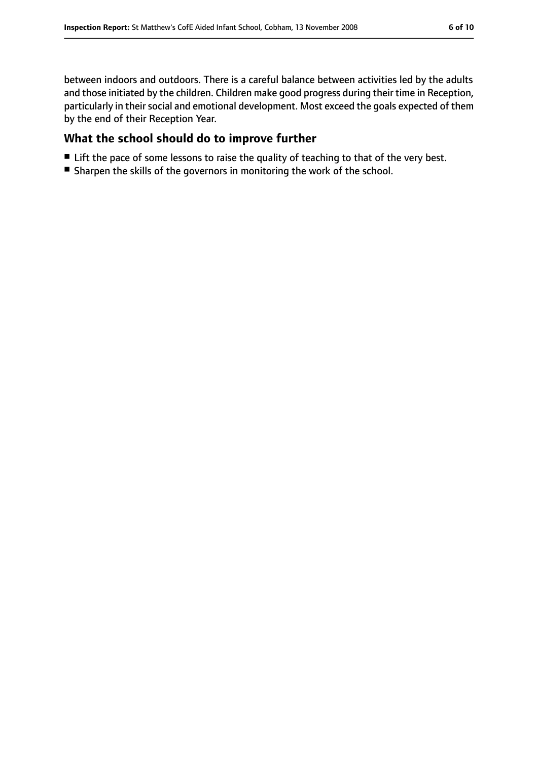between indoors and outdoors. There is a careful balance between activities led by the adults and those initiated by the children. Children make good progress during their time in Reception, particularly in their social and emotional development. Most exceed the goals expected of them by the end of their Reception Year.

## What the school should do to improve further

- Lift the pace of some lessons to raise the quality of teaching to that of the very best.
- Sharpen the skills of the governors in monitoring the work of the school.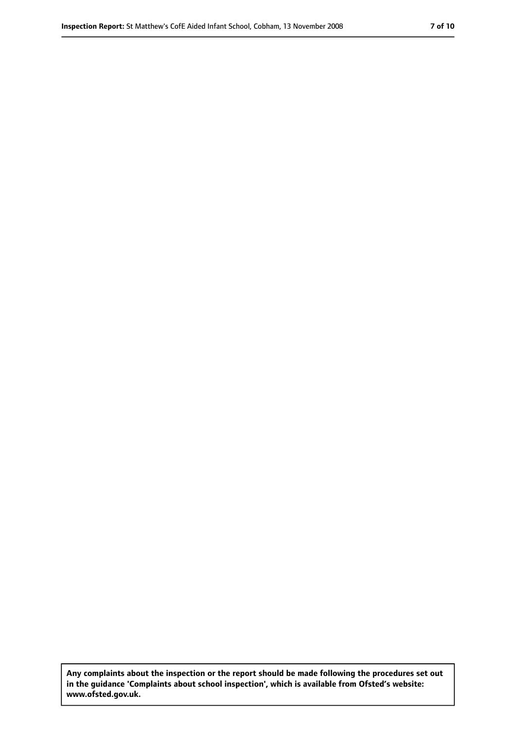Any complaints about the inspection or the report should be made following the procedures set out in the guidance 'Complaints about school inspection', which is available from Ofsted's website: www.ofsted.gov.uk.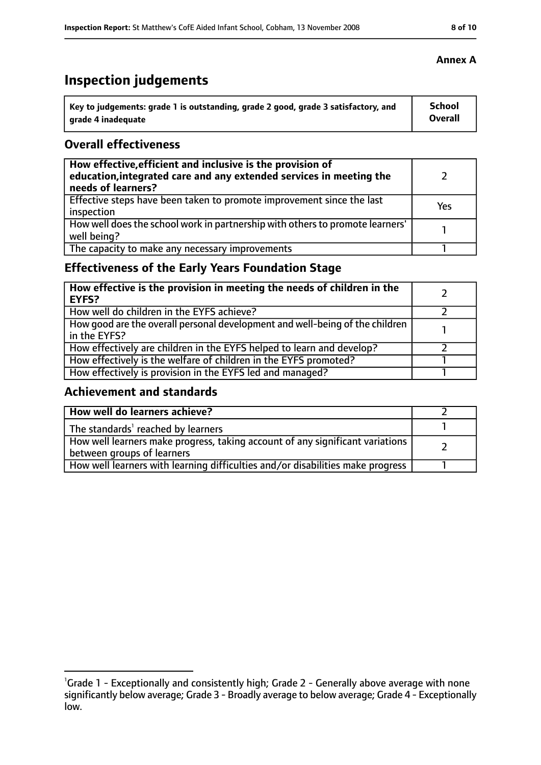**Annex A**

# Inspection judgements

| Key to judgements: grade 1 is outstanding, grade 2 good, grade 3 satisfactory, and grade 4 inadequate | School Overall |
|---|---|

## Overall effectiveness

| | |
|---|---|
| **How effective, efficient and inclusive is the provision of education, integrated care and any extended services in meeting the needs of learners?** | 2 |
| Effective steps have been taken to promote improvement since the last inspection | Yes |
| How well does the school work in partnership with others to promote learners' well being? | 1 |
| The capacity to make any necessary improvements | 1 |

## Effectiveness of the Early Years Foundation Stage

| | |
|---|---|
| **How effective is the provision in meeting the needs of children in the EYFS?** | 2 |
| How well do children in the EYFS achieve? | 2 |
| How good are the overall personal development and well-being of the children in the EYFS? | 1 |
| How effectively are children in the EYFS helped to learn and develop? | 2 |
| How effectively is the welfare of children in the EYFS promoted? | 1 |
| How effectively is provision in the EYFS led and managed? | 1 |

## Achievement and standards

| | |
|---|---|
| **How well do learners achieve?** | 2 |
| The standards[1] reached by learners | 1 |
| How well learners make progress, taking account of any significant variations between groups of learners | 2 |
| How well learners with learning difficulties and/or disabilities make progress | 1 |

[1] Grade 1 - Exceptionally and consistently high; Grade 2 - Generally above average with none significantly below average; Grade 3 - Broadly average to below average; Grade 4 - Exceptionally low.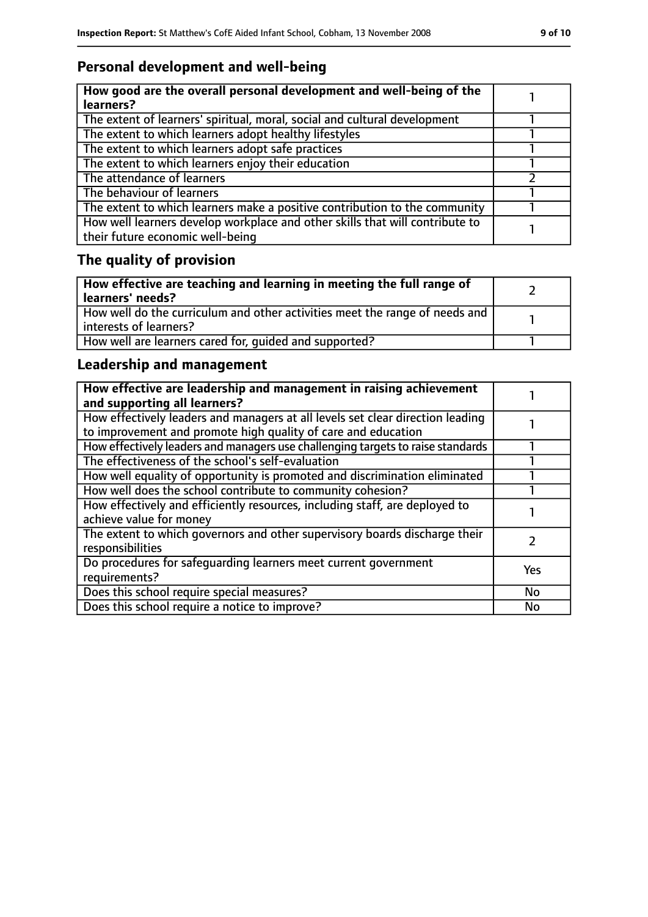## Personal development and well-being

| How good are the overall personal development and well-being of the learners? | 1 |
| --- | --- |
| The extent of learners' spiritual, moral, social and cultural development | 1 |
| The extent to which learners adopt healthy lifestyles | 1 |
| The extent to which learners adopt safe practices | 1 |
| The extent to which learners enjoy their education | 1 |
| The attendance of learners | 2 |
| The behaviour of learners | 1 |
| The extent to which learners make a positive contribution to the community | 1 |
| How well learners develop workplace and other skills that will contribute to their future economic well-being | 1 |

## The quality of provision

| How effective are teaching and learning in meeting the full range of learners' needs? | 2 |
| --- | --- |
| How well do the curriculum and other activities meet the range of needs and interests of learners? | 1 |
| How well are learners cared for, guided and supported? | 1 |

## Leadership and management

| How effective are leadership and management in raising achievement and supporting all learners? | 1 |
| --- | --- |
| How effectively leaders and managers at all levels set clear direction leading to improvement and promote high quality of care and education | 1 |
| How effectively leaders and managers use challenging targets to raise standards | 1 |
| The effectiveness of the school's self-evaluation | 1 |
| How well equality of opportunity is promoted and discrimination eliminated | 1 |
| How well does the school contribute to community cohesion? | 1 |
| How effectively and efficiently resources, including staff, are deployed to achieve value for money | 1 |
| The extent to which governors and other supervisory boards discharge their responsibilities | 2 |
| Do procedures for safeguarding learners meet current government requirements? | Yes |
| Does this school require special measures? | No |
| Does this school require a notice to improve? | No |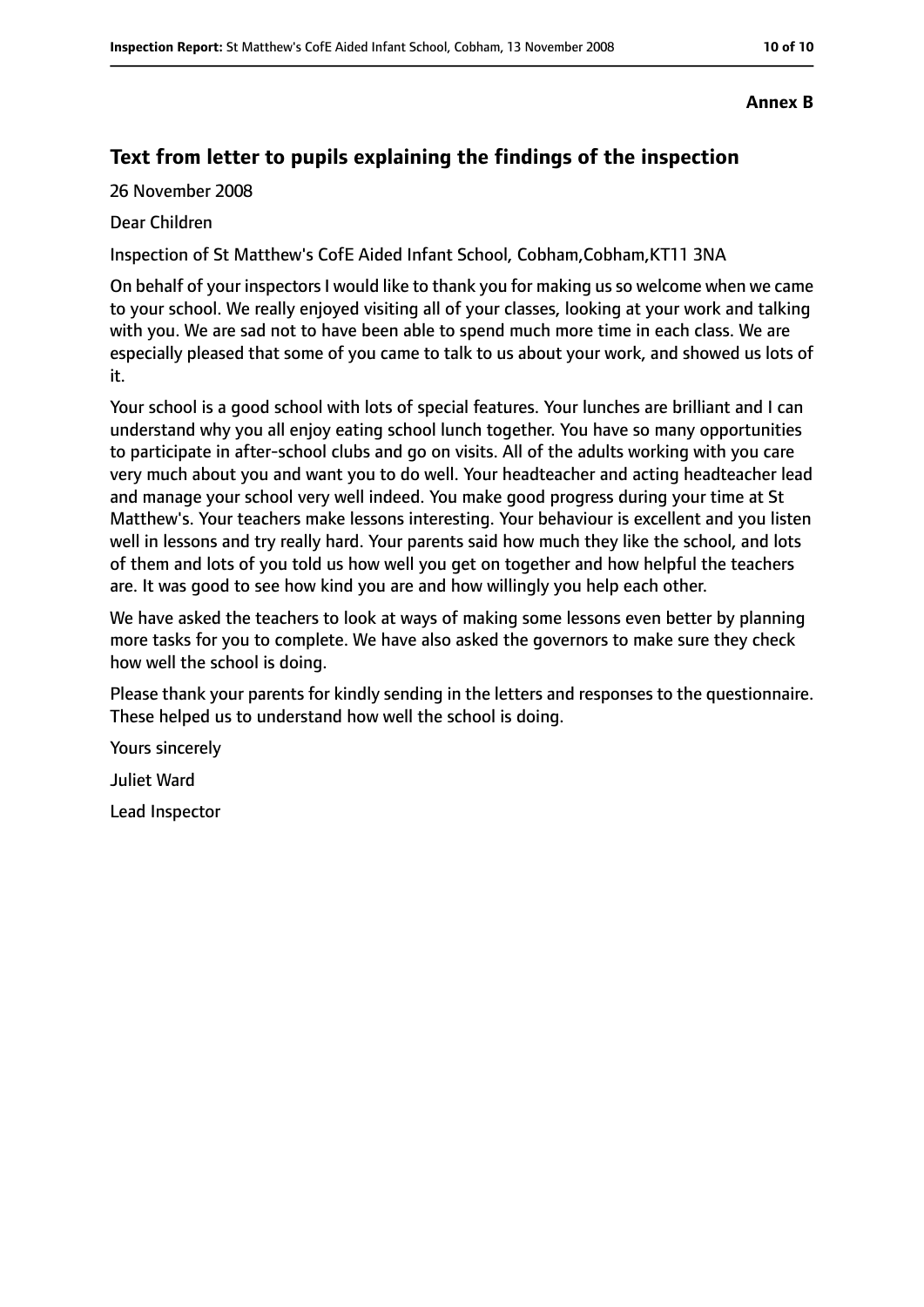**Annex B**

## Text from letter to pupils explaining the findings of the inspection

26 November 2008

Dear Children

Inspection of St Matthew's CofE Aided Infant School, Cobham,Cobham,KT11 3NA

On behalf of your inspectors I would like to thank you for making us so welcome when we came to your school. We really enjoyed visiting all of your classes, looking at your work and talking with you. We are sad not to have been able to spend much more time in each class. We are especially pleased that some of you came to talk to us about your work, and showed us lots of it.

Your school is a good school with lots of special features. Your lunches are brilliant and I can understand why you all enjoy eating school lunch together. You have so many opportunities to participate in after-school clubs and go on visits. All of the adults working with you care very much about you and want you to do well. Your headteacher and acting headteacher lead and manage your school very well indeed. You make good progress during your time at St Matthew's. Your teachers make lessons interesting. Your behaviour is excellent and you listen well in lessons and try really hard. Your parents said how much they like the school, and lots of them and lots of you told us how well you get on together and how helpful the teachers are. It was good to see how kind you are and how willingly you help each other.

We have asked the teachers to look at ways of making some lessons even better by planning more tasks for you to complete. We have also asked the governors to make sure they check how well the school is doing.

Please thank your parents for kindly sending in the letters and responses to the questionnaire. These helped us to understand how well the school is doing.

Yours sincerely

Juliet Ward

Lead Inspector